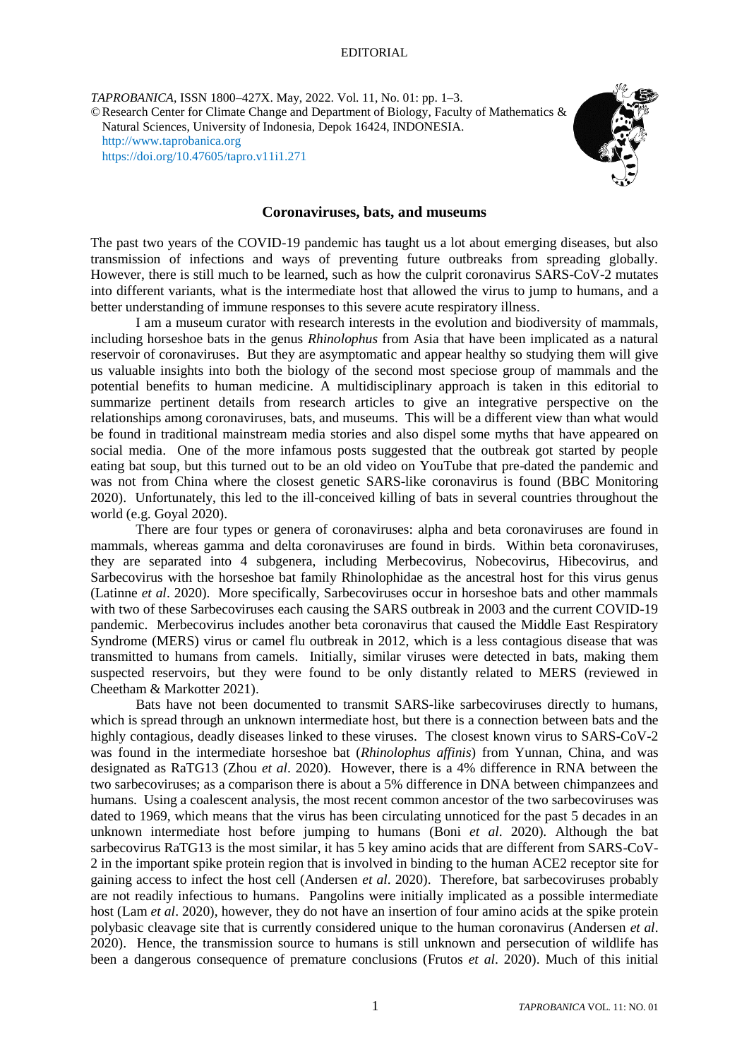EDITORIAL

*TAPROBANICA*, ISSN 1800–427X. May, 2022. Vol. 11, No. 01: pp. 1–3.
© Research Center for Climate Change and Department of Biology, Faculty of Mathematics & Natural Sciences, University of Indonesia, Depok 16424, INDONESIA.
http://www.taprobanica.org
https://doi.org/10.47605/tapro.v11i1.271

## Coronaviruses, bats, and museums

The past two years of the COVID-19 pandemic has taught us a lot about emerging diseases, but also transmission of infections and ways of preventing future outbreaks from spreading globally. However, there is still much to be learned, such as how the culprit coronavirus SARS-CoV-2 mutates into different variants, what is the intermediate host that allowed the virus to jump to humans, and a better understanding of immune responses to this severe acute respiratory illness.

I am a museum curator with research interests in the evolution and biodiversity of mammals, including horseshoe bats in the genus *Rhinolophus* from Asia that have been implicated as a natural reservoir of coronaviruses. But they are asymptomatic and appear healthy so studying them will give us valuable insights into both the biology of the second most speciose group of mammals and the potential benefits to human medicine. A multidisciplinary approach is taken in this editorial to summarize pertinent details from research articles to give an integrative perspective on the relationships among coronaviruses, bats, and museums. This will be a different view than what would be found in traditional mainstream media stories and also dispel some myths that have appeared on social media. One of the more infamous posts suggested that the outbreak got started by people eating bat soup, but this turned out to be an old video on YouTube that pre-dated the pandemic and was not from China where the closest genetic SARS-like coronavirus is found (BBC Monitoring 2020). Unfortunately, this led to the ill-conceived killing of bats in several countries throughout the world (e.g. Goyal 2020).

There are four types or genera of coronaviruses: alpha and beta coronaviruses are found in mammals, whereas gamma and delta coronaviruses are found in birds. Within beta coronaviruses, they are separated into 4 subgenera, including Merbecovirus, Nobecovirus, Hibecovirus, and Sarbecovirus with the horseshoe bat family Rhinolophidae as the ancestral host for this virus genus (Latinne *et al*. 2020). More specifically, Sarbecoviruses occur in horseshoe bats and other mammals with two of these Sarbecoviruses each causing the SARS outbreak in 2003 and the current COVID-19 pandemic. Merbecovirus includes another beta coronavirus that caused the Middle East Respiratory Syndrome (MERS) virus or camel flu outbreak in 2012, which is a less contagious disease that was transmitted to humans from camels. Initially, similar viruses were detected in bats, making them suspected reservoirs, but they were found to be only distantly related to MERS (reviewed in Cheetham & Markotter 2021).

Bats have not been documented to transmit SARS-like sarbecoviruses directly to humans, which is spread through an unknown intermediate host, but there is a connection between bats and the highly contagious, deadly diseases linked to these viruses. The closest known virus to SARS-CoV-2 was found in the intermediate horseshoe bat (*Rhinolophus affinis*) from Yunnan, China, and was designated as RaTG13 (Zhou *et al*. 2020). However, there is a 4% difference in RNA between the two sarbecoviruses; as a comparison there is about a 5% difference in DNA between chimpanzees and humans. Using a coalescent analysis, the most recent common ancestor of the two sarbecoviruses was dated to 1969, which means that the virus has been circulating unnoticed for the past 5 decades in an unknown intermediate host before jumping to humans (Boni *et al*. 2020). Although the bat sarbecovirus RaTG13 is the most similar, it has 5 key amino acids that are different from SARS-CoV-2 in the important spike protein region that is involved in binding to the human ACE2 receptor site for gaining access to infect the host cell (Andersen *et al*. 2020). Therefore, bat sarbecoviruses probably are not readily infectious to humans. Pangolins were initially implicated as a possible intermediate host (Lam *et al*. 2020), however, they do not have an insertion of four amino acids at the spike protein polybasic cleavage site that is currently considered unique to the human coronavirus (Andersen *et al*. 2020). Hence, the transmission source to humans is still unknown and persecution of wildlife has been a dangerous consequence of premature conclusions (Frutos *et al*. 2020). Much of this initial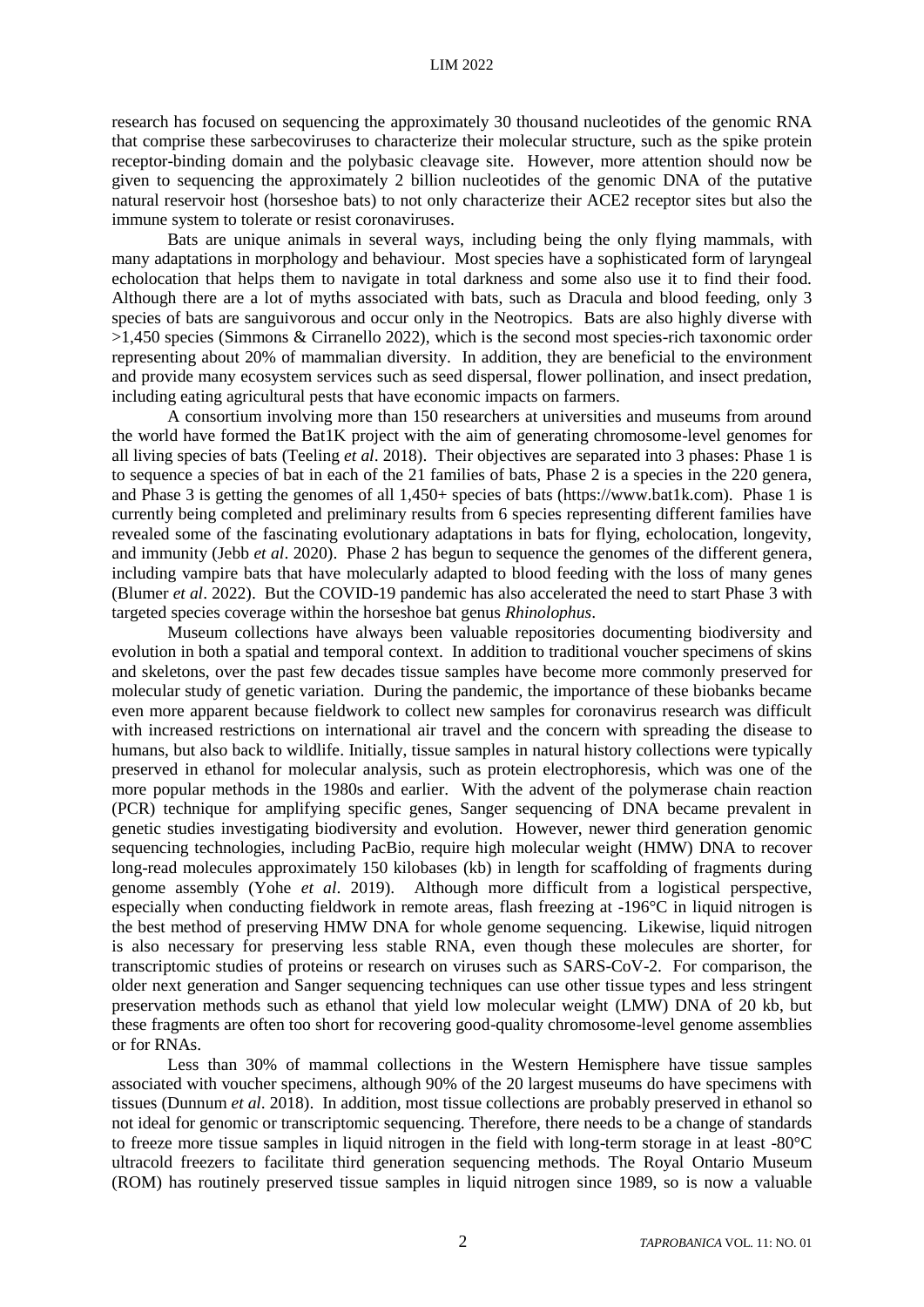research has focused on sequencing the approximately 30 thousand nucleotides of the genomic RNA that comprise these sarbecoviruses to characterize their molecular structure, such as the spike protein receptor-binding domain and the polybasic cleavage site. However, more attention should now be given to sequencing the approximately 2 billion nucleotides of the genomic DNA of the putative natural reservoir host (horseshoe bats) to not only characterize their ACE2 receptor sites but also the immune system to tolerate or resist coronaviruses.

Bats are unique animals in several ways, including being the only flying mammals, with many adaptations in morphology and behaviour. Most species have a sophisticated form of laryngeal echolocation that helps them to navigate in total darkness and some also use it to find their food. Although there are a lot of myths associated with bats, such as Dracula and blood feeding, only 3 species of bats are sanguivorous and occur only in the Neotropics. Bats are also highly diverse with >1,450 species (Simmons & Cirranello 2022), which is the second most species-rich taxonomic order representing about 20% of mammalian diversity. In addition, they are beneficial to the environment and provide many ecosystem services such as seed dispersal, flower pollination, and insect predation, including eating agricultural pests that have economic impacts on farmers.

A consortium involving more than 150 researchers at universities and museums from around the world have formed the Bat1K project with the aim of generating chromosome-level genomes for all living species of bats (Teeling *et al*. 2018). Their objectives are separated into 3 phases: Phase 1 is to sequence a species of bat in each of the 21 families of bats, Phase 2 is a species in the 220 genera, and Phase 3 is getting the genomes of all 1,450+ species of bats (https://www.bat1k.com). Phase 1 is currently being completed and preliminary results from 6 species representing different families have revealed some of the fascinating evolutionary adaptations in bats for flying, echolocation, longevity, and immunity (Jebb *et al*. 2020). Phase 2 has begun to sequence the genomes of the different genera, including vampire bats that have molecularly adapted to blood feeding with the loss of many genes (Blumer *et al*. 2022). But the COVID-19 pandemic has also accelerated the need to start Phase 3 with targeted species coverage within the horseshoe bat genus *Rhinolophus*.

Museum collections have always been valuable repositories documenting biodiversity and evolution in both a spatial and temporal context. In addition to traditional voucher specimens of skins and skeletons, over the past few decades tissue samples have become more commonly preserved for molecular study of genetic variation. During the pandemic, the importance of these biobanks became even more apparent because fieldwork to collect new samples for coronavirus research was difficult with increased restrictions on international air travel and the concern with spreading the disease to humans, but also back to wildlife. Initially, tissue samples in natural history collections were typically preserved in ethanol for molecular analysis, such as protein electrophoresis, which was one of the more popular methods in the 1980s and earlier. With the advent of the polymerase chain reaction (PCR) technique for amplifying specific genes, Sanger sequencing of DNA became prevalent in genetic studies investigating biodiversity and evolution. However, newer third generation genomic sequencing technologies, including PacBio, require high molecular weight (HMW) DNA to recover long-read molecules approximately 150 kilobases (kb) in length for scaffolding of fragments during genome assembly (Yohe *et al*. 2019). Although more difficult from a logistical perspective, especially when conducting fieldwork in remote areas, flash freezing at -196°C in liquid nitrogen is the best method of preserving HMW DNA for whole genome sequencing. Likewise, liquid nitrogen is also necessary for preserving less stable RNA, even though these molecules are shorter, for transcriptomic studies of proteins or research on viruses such as SARS-CoV-2. For comparison, the older next generation and Sanger sequencing techniques can use other tissue types and less stringent preservation methods such as ethanol that yield low molecular weight (LMW) DNA of 20 kb, but these fragments are often too short for recovering good-quality chromosome-level genome assemblies or for RNAs.

Less than 30% of mammal collections in the Western Hemisphere have tissue samples associated with voucher specimens, although 90% of the 20 largest museums do have specimens with tissues (Dunnum *et al*. 2018). In addition, most tissue collections are probably preserved in ethanol so not ideal for genomic or transcriptomic sequencing. Therefore, there needs to be a change of standards to freeze more tissue samples in liquid nitrogen in the field with long-term storage in at least -80°C ultracold freezers to facilitate third generation sequencing methods. The Royal Ontario Museum (ROM) has routinely preserved tissue samples in liquid nitrogen since 1989, so is now a valuable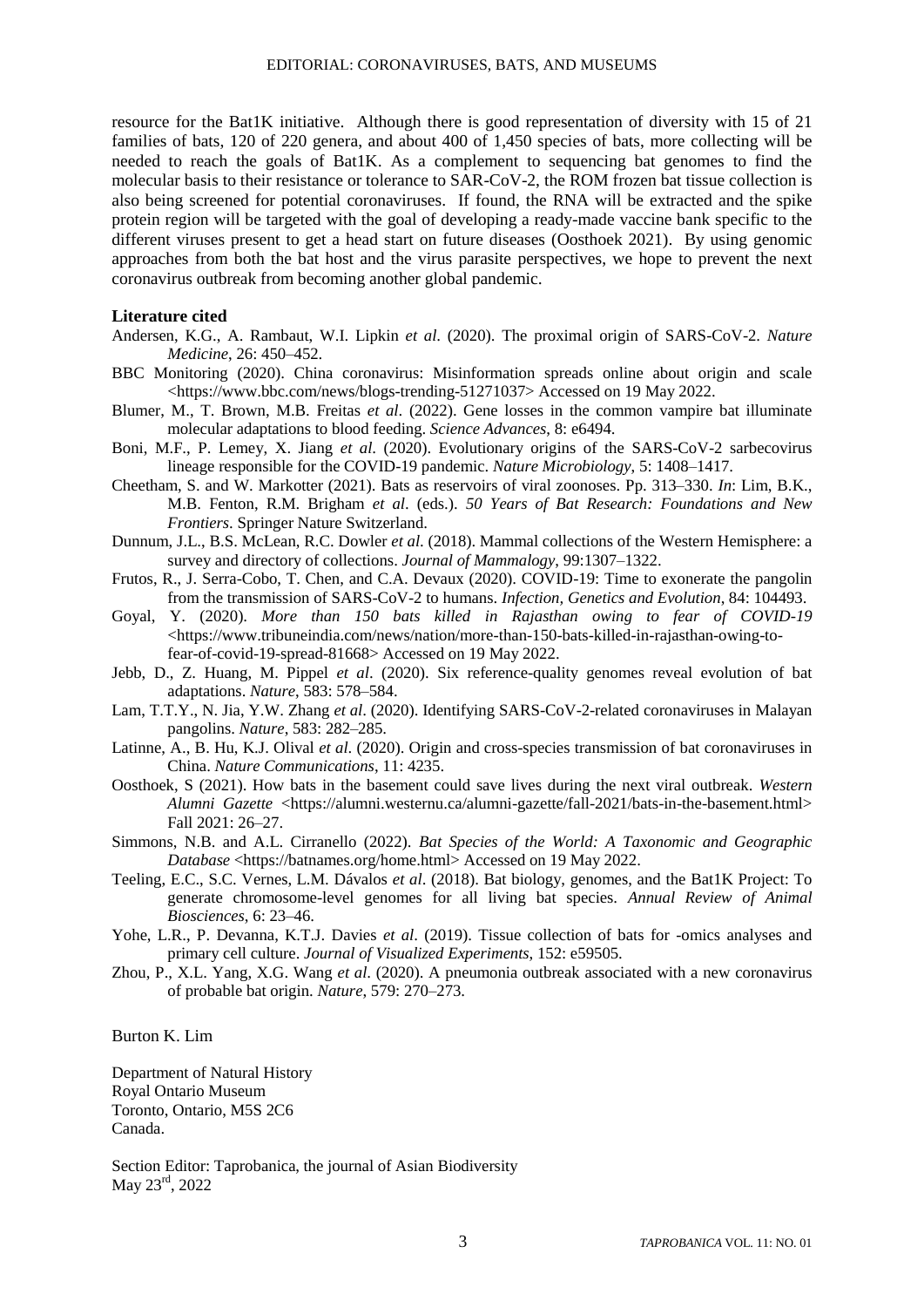resource for the Bat1K initiative. Although there is good representation of diversity with 15 of 21 families of bats, 120 of 220 genera, and about 400 of 1,450 species of bats, more collecting will be needed to reach the goals of Bat1K. As a complement to sequencing bat genomes to find the molecular basis to their resistance or tolerance to SAR-CoV-2, the ROM frozen bat tissue collection is also being screened for potential coronaviruses. If found, the RNA will be extracted and the spike protein region will be targeted with the goal of developing a ready-made vaccine bank specific to the different viruses present to get a head start on future diseases (Oosthoek 2021). By using genomic approaches from both the bat host and the virus parasite perspectives, we hope to prevent the next coronavirus outbreak from becoming another global pandemic.

**Literature cited**

Andersen, K.G., A. Rambaut, W.I. Lipkin *et al*. (2020). The proximal origin of SARS-CoV-2. *Nature Medicine*, 26: 450–452.

BBC Monitoring (2020). China coronavirus: Misinformation spreads online about origin and scale <https://www.bbc.com/news/blogs-trending-51271037> Accessed on 19 May 2022.

Blumer, M., T. Brown, M.B. Freitas *et al*. (2022). Gene losses in the common vampire bat illuminate molecular adaptations to blood feeding. *Science Advances*, 8: e6494.

Boni, M.F., P. Lemey, X. Jiang *et al*. (2020). Evolutionary origins of the SARS-CoV-2 sarbecovirus lineage responsible for the COVID-19 pandemic. *Nature Microbiology*, 5: 1408–1417.

Cheetham, S. and W. Markotter (2021). Bats as reservoirs of viral zoonoses. Pp. 313–330. *In*: Lim, B.K., M.B. Fenton, R.M. Brigham *et al*. (eds.). *50 Years of Bat Research: Foundations and New Frontiers*. Springer Nature Switzerland.

Dunnum, J.L., B.S. McLean, R.C. Dowler *et al*. (2018). Mammal collections of the Western Hemisphere: a survey and directory of collections. *Journal of Mammalogy*, 99:1307–1322.

Frutos, R., J. Serra-Cobo, T. Chen, and C.A. Devaux (2020). COVID-19: Time to exonerate the pangolin from the transmission of SARS-CoV-2 to humans. *Infection, Genetics and Evolution*, 84: 104493.

Goyal, Y. (2020). *More than 150 bats killed in Rajasthan owing to fear of COVID-19* <https://www.tribuneindia.com/news/nation/more-than-150-bats-killed-in-rajasthan-owing-to-fear-of-covid-19-spread-81668> Accessed on 19 May 2022.

Jebb, D., Z. Huang, M. Pippel *et al*. (2020). Six reference-quality genomes reveal evolution of bat adaptations. *Nature*, 583: 578–584.

Lam, T.T.Y., N. Jia, Y.W. Zhang *et al*. (2020). Identifying SARS-CoV-2-related coronaviruses in Malayan pangolins. *Nature*, 583: 282–285.

Latinne, A., B. Hu, K.J. Olival *et al*. (2020). Origin and cross-species transmission of bat coronaviruses in China. *Nature Communications*, 11: 4235.

Oosthoek, S (2021). How bats in the basement could save lives during the next viral outbreak. *Western Alumni Gazette* <https://alumni.westernu.ca/alumni-gazette/fall-2021/bats-in-the-basement.html> Fall 2021: 26–27.

Simmons, N.B. and A.L. Cirranello (2022). *Bat Species of the World: A Taxonomic and Geographic Database* <https://batnames.org/home.html> Accessed on 19 May 2022.

Teeling, E.C., S.C. Vernes, L.M. Dávalos *et al*. (2018). Bat biology, genomes, and the Bat1K Project: To generate chromosome-level genomes for all living bat species. *Annual Review of Animal Biosciences*, 6: 23–46.

Yohe, L.R., P. Devanna, K.T.J. Davies *et al*. (2019). Tissue collection of bats for -omics analyses and primary cell culture. *Journal of Visualized Experiments*, 152: e59505.

Zhou, P., X.L. Yang, X.G. Wang *et al*. (2020). A pneumonia outbreak associated with a new coronavirus of probable bat origin. *Nature*, 579: 270–273.

Burton K. Lim

Department of Natural History
Royal Ontario Museum
Toronto, Ontario, M5S 2C6
Canada.

Section Editor: Taprobanica, the journal of Asian Biodiversity
May 23rd, 2022